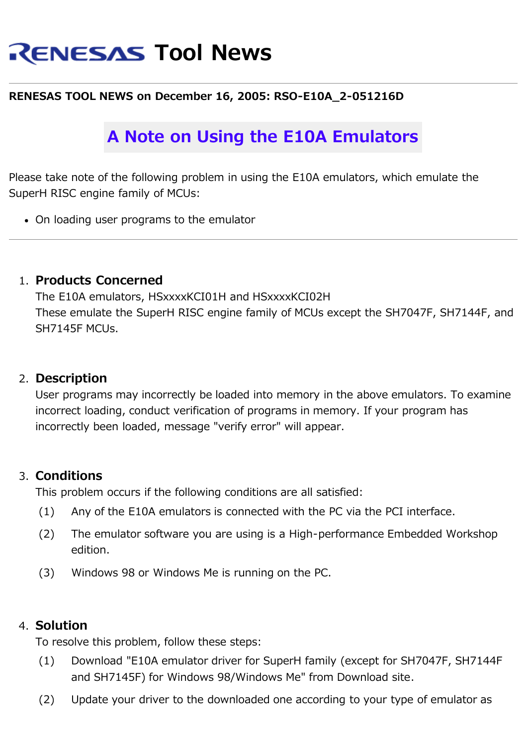# RENESAS Tool News

**RENESAS TOOL NEWS on December 16, 2005: RSO-E10A_2-051216D**

## A Note on Using the E10A Emulators

Please take note of the following problem in using the E10A emulators, which emulate the SuperH RISC engine family of MCUs:

- On loading user programs to the emulator

---

1. **Products Concerned**
   The E10A emulators, HSxxxxKCI01H and HSxxxxKCI02H
   These emulate the SuperH RISC engine family of MCUs except the SH7047F, SH7144F, and SH7145F MCUs.

2. **Description**
   User programs may incorrectly be loaded into memory in the above emulators. To examine incorrect loading, conduct verification of programs in memory. If your program has incorrectly been loaded, message "verify error" will appear.

3. **Conditions**
   This problem occurs if the following conditions are all satisfied:
   (1) Any of the E10A emulators is connected with the PC via the PCI interface.
   (2) The emulator software you are using is a High-performance Embedded Workshop edition.
   (3) Windows 98 or Windows Me is running on the PC.

4. **Solution**
   To resolve this problem, follow these steps:
   (1) Download "E10A emulator driver for SuperH family (except for SH7047F, SH7144F and SH7145F) for Windows 98/Windows Me" from Download site.
   (2) Update your driver to the downloaded one according to your type of emulator as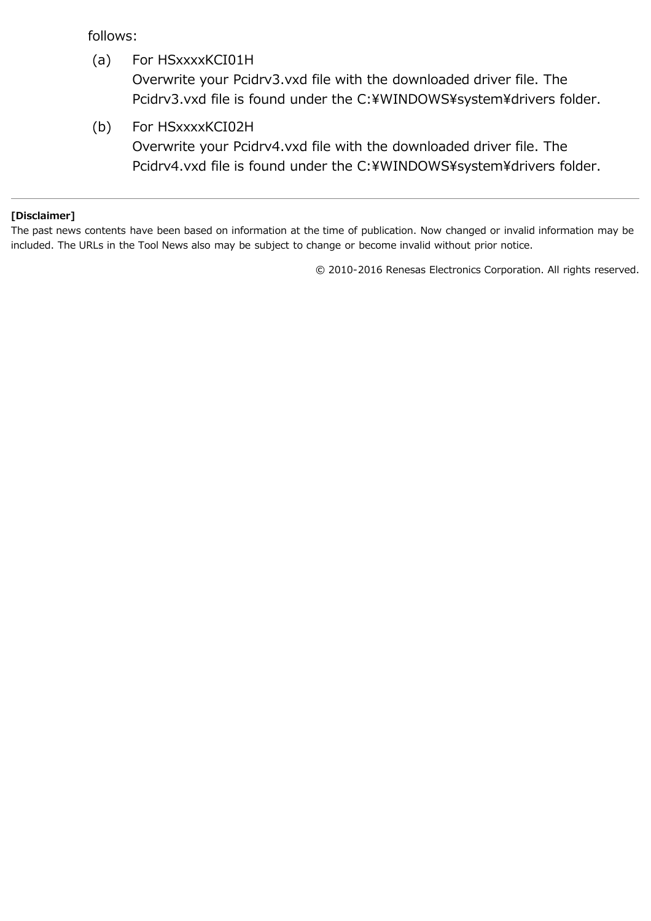follows:

(a) For HSxxxxKCI01H
Overwrite your Pcidrv3.vxd file with the downloaded driver file. The Pcidrv3.vxd file is found under the C:¥WINDOWS¥system¥drivers folder.

(b) For HSxxxxKCI02H
Overwrite your Pcidrv4.vxd file with the downloaded driver file. The Pcidrv4.vxd file is found under the C:¥WINDOWS¥system¥drivers folder.

---

**[Disclaimer]**

The past news contents have been based on information at the time of publication. Now changed or invalid information may be included. The URLs in the Tool News also may be subject to change or become invalid without prior notice.

© 2010-2016 Renesas Electronics Corporation. All rights reserved.